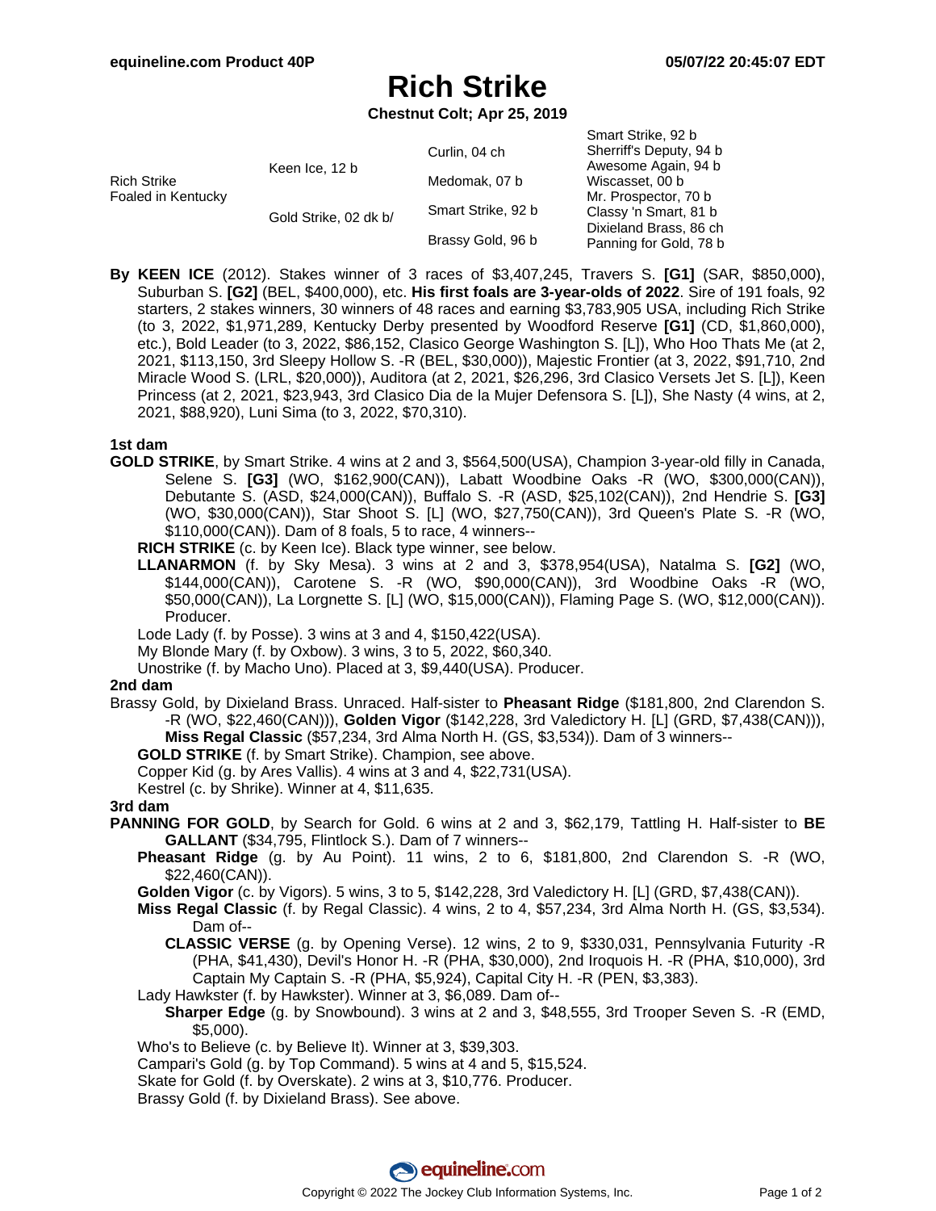# Rich Strike

**Chestnut Colt; Apr 25, 2019**

| | | | |
|---|---|---|---|
| Rich Strike Foaled in Kentucky | Keen Ice, 12 b | Curlin, 04 ch | Smart Strike, 92 b |
| | | | Sherriff's Deputy, 94 b |
| | | Medomak, 07 b | Awesome Again, 94 b |
| | | | Wiscasset, 00 b |
| | Gold Strike, 02 dk b/ | Smart Strike, 92 b | Mr. Prospector, 70 b |
| | | | Classy 'n Smart, 81 b |
| | | Brassy Gold, 96 b | Dixieland Brass, 86 ch |
| | | | Panning for Gold, 78 b |

**By KEEN ICE** (2012). Stakes winner of 3 races of $3,407,245, Travers S. **[G1]** (SAR, $850,000), Suburban S. **[G2]** (BEL, $400,000), etc. **His first foals are 3-year-olds of 2022**. Sire of 191 foals, 92 starters, 2 stakes winners, 30 winners of 48 races and earning $3,783,905 USA, including Rich Strike (to 3, 2022, $1,971,289, Kentucky Derby presented by Woodford Reserve **[G1]** (CD, $1,860,000), etc.), Bold Leader (to 3, 2022, $86,152, Clasico George Washington S. [L]), Who Hoo Thats Me (at 2, 2021, $113,150, 3rd Sleepy Hollow S. -R (BEL, $30,000)), Majestic Frontier (at 3, 2022, $91,710, 2nd Miracle Wood S. (LRL, $20,000)), Auditora (at 2, 2021, $26,296, 3rd Clasico Versets Jet S. [L]), Keen Princess (at 2, 2021, $23,943, 3rd Clasico Dia de la Mujer Defensora S. [L]), She Nasty (4 wins, at 2, 2021, $88,920), Luni Sima (to 3, 2022, $70,310).

### 1st dam

**GOLD STRIKE**, by Smart Strike. 4 wins at 2 and 3, $564,500(USA), Champion 3-year-old filly in Canada, Selene S. **[G3]** (WO, $162,900(CAN)), Labatt Woodbine Oaks -R (WO, $300,000(CAN)), Debutante S. (ASD, $24,000(CAN)), Buffalo S. -R (ASD, $25,102(CAN)), 2nd Hendrie S. **[G3]** (WO, $30,000(CAN)), Star Shoot S. [L] (WO, $27,750(CAN)), 3rd Queen's Plate S. -R (WO, $110,000(CAN)). Dam of 8 foals, 5 to race, 4 winners--

- **RICH STRIKE** (c. by Keen Ice). Black type winner, see below.
- **LLANARMON** (f. by Sky Mesa). 3 wins at 2 and 3, $378,954(USA), Natalma S. **[G2]** (WO, $144,000(CAN)), Carotene S. -R (WO, $90,000(CAN)), 3rd Woodbine Oaks -R (WO, $50,000(CAN)), La Lorgnette S. [L] (WO, $15,000(CAN)), Flaming Page S. (WO, $12,000(CAN)). Producer.
- Lode Lady (f. by Posse). 3 wins at 3 and 4, $150,422(USA).
- My Blonde Mary (f. by Oxbow). 3 wins, 3 to 5, 2022, $60,340.
- Unostrike (f. by Macho Uno). Placed at 3, $9,440(USA). Producer.

### 2nd dam

Brassy Gold, by Dixieland Brass. Unraced. Half-sister to **Pheasant Ridge** ($181,800, 2nd Clarendon S. -R (WO, $22,460(CAN))), **Golden Vigor** ($142,228, 3rd Valedictory H. [L] (GRD, $7,438(CAN))), **Miss Regal Classic** ($57,234, 3rd Alma North H. (GS, $3,534)). Dam of 3 winners--

- **GOLD STRIKE** (f. by Smart Strike). Champion, see above.
- Copper Kid (g. by Ares Vallis). 4 wins at 3 and 4, $22,731(USA).
- Kestrel (c. by Shrike). Winner at 4, $11,635.

### 3rd dam

**PANNING FOR GOLD**, by Search for Gold. 6 wins at 2 and 3, $62,179, Tattling H. Half-sister to **BE GALLANT** ($34,795, Flintlock S.). Dam of 7 winners--

- **Pheasant Ridge** (g. by Au Point). 11 wins, 2 to 6, $181,800, 2nd Clarendon S. -R (WO, $22,460(CAN)).
- **Golden Vigor** (c. by Vigors). 5 wins, 3 to 5, $142,228, 3rd Valedictory H. [L] (GRD, $7,438(CAN)).
- **Miss Regal Classic** (f. by Regal Classic). 4 wins, 2 to 4, $57,234, 3rd Alma North H. (GS, $3,534). Dam of--
  - **CLASSIC VERSE** (g. by Opening Verse). 12 wins, 2 to 9, $330,031, Pennsylvania Futurity -R (PHA, $41,430), Devil's Honor H. -R (PHA, $30,000), 2nd Iroquois H. -R (PHA, $10,000), 3rd Captain My Captain S. -R (PHA, $5,924), Capital City H. -R (PEN, $3,383).
- Lady Hawkster (f. by Hawkster). Winner at 3, $6,089. Dam of--
  - **Sharper Edge** (g. by Snowbound). 3 wins at 2 and 3, $48,555, 3rd Trooper Seven S. -R (EMD, $5,000).
- Who's to Believe (c. by Believe It). Winner at 3, $39,303.
- Campari's Gold (g. by Top Command). 5 wins at 4 and 5, $15,524.
- Skate for Gold (f. by Overskate). 2 wins at 3, $10,776. Producer.
- Brassy Gold (f. by Dixieland Brass). See above.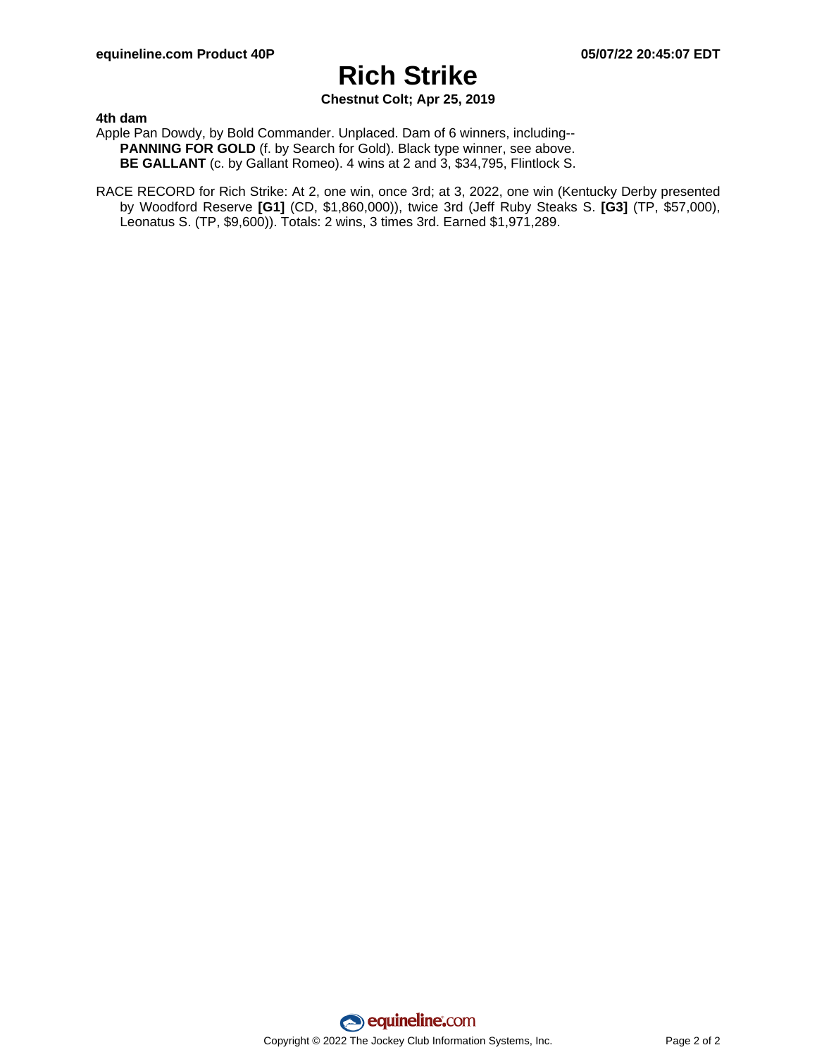# Rich Strike

**Chestnut Colt; Apr 25, 2019**

**4th dam**

Apple Pan Dowdy, by Bold Commander. Unplaced. Dam of 6 winners, including--

**PANNING FOR GOLD** (f. by Search for Gold). Black type winner, see above.
**BE GALLANT** (c. by Gallant Romeo). 4 wins at 2 and 3, $34,795, Flintlock S.

RACE RECORD for Rich Strike: At 2, one win, once 3rd; at 3, 2022, one win (Kentucky Derby presented by Woodford Reserve **[G1]** (CD, $1,860,000)), twice 3rd (Jeff Ruby Steaks S. **[G3]** (TP, $57,000), Leonatus S. (TP, $9,600)). Totals: 2 wins, 3 times 3rd. Earned $1,971,289.